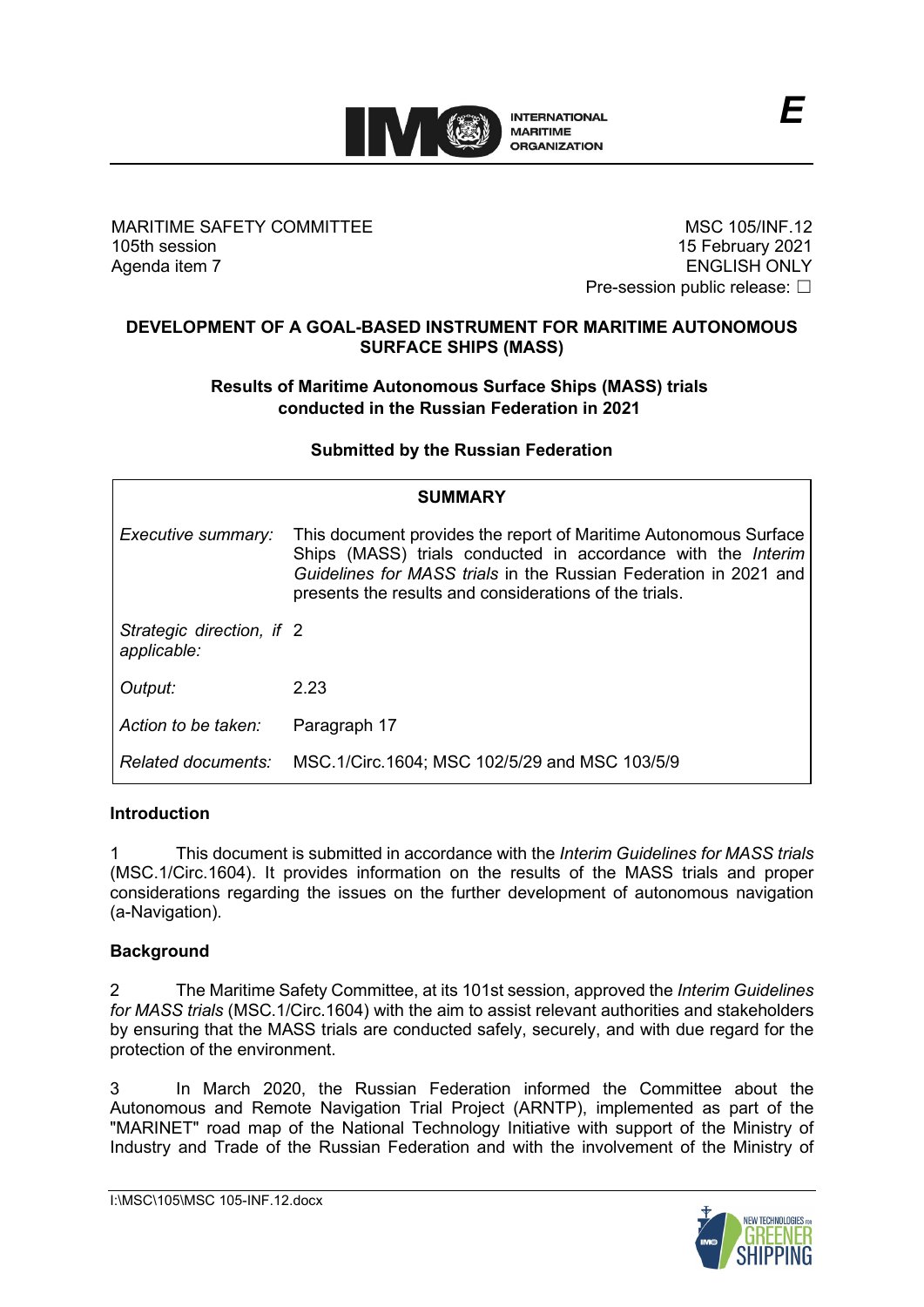MARITIME SAFETY COMMITTEE
105th session
Agenda item 7

MSC 105/INF.12
15 February 2021
ENGLISH ONLY
Pre-session public release: ☐

## DEVELOPMENT OF A GOAL-BASED INSTRUMENT FOR MARITIME AUTONOMOUS SURFACE SHIPS (MASS)

### Results of Maritime Autonomous Surface Ships (MASS) trials conducted in the Russian Federation in 2021

**Submitted by the Russian Federation**

| SUMMARY | |
|---|---|
| *Executive summary:* | This document provides the report of Maritime Autonomous Surface Ships (MASS) trials conducted in accordance with the *Interim Guidelines for MASS trials* in the Russian Federation in 2021 and presents the results and considerations of the trials. |
| *Strategic direction, if applicable:* | 2 |
| *Output:* | 2.23 |
| *Action to be taken:* | Paragraph 17 |
| *Related documents:* | MSC.1/Circ.1604; MSC 102/5/29 and MSC 103/5/9 |

### Introduction

1 This document is submitted in accordance with the *Interim Guidelines for MASS trials* (MSC.1/Circ.1604). It provides information on the results of the MASS trials and proper considerations regarding the issues on the further development of autonomous navigation (a-Navigation).

### Background

2 The Maritime Safety Committee, at its 101st session, approved the *Interim Guidelines for MASS trials* (MSC.1/Circ.1604) with the aim to assist relevant authorities and stakeholders by ensuring that the MASS trials are conducted safely, securely, and with due regard for the protection of the environment.

3 In March 2020, the Russian Federation informed the Committee about the Autonomous and Remote Navigation Trial Project (ARNTP), implemented as part of the "MARINET" road map of the National Technology Initiative with support of the Ministry of Industry and Trade of the Russian Federation and with the involvement of the Ministry of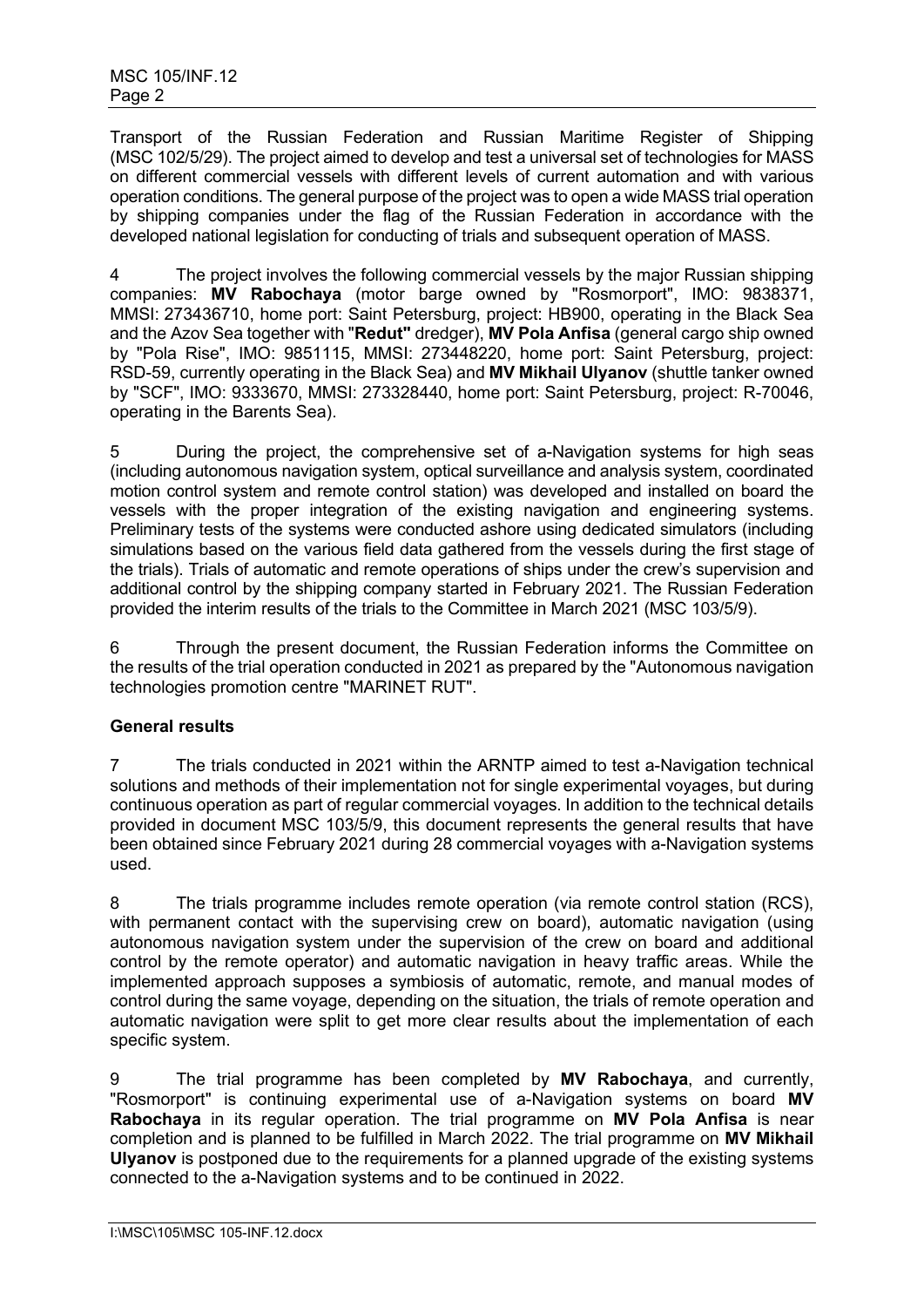Transport of the Russian Federation and Russian Maritime Register of Shipping (MSC 102/5/29). The project aimed to develop and test a universal set of technologies for MASS on different commercial vessels with different levels of current automation and with various operation conditions. The general purpose of the project was to open a wide MASS trial operation by shipping companies under the flag of the Russian Federation in accordance with the developed national legislation for conducting of trials and subsequent operation of MASS.

4 The project involves the following commercial vessels by the major Russian shipping companies: **MV Rabochaya** (motor barge owned by "Rosmorport", IMO: 9838371, MMSI: 273436710, home port: Saint Petersburg, project: HB900, operating in the Black Sea and the Azov Sea together with "**Redut"** dredger), **MV Pola Anfisa** (general cargo ship owned by "Pola Rise", IMO: 9851115, MMSI: 273448220, home port: Saint Petersburg, project: RSD-59, currently operating in the Black Sea) and **MV Mikhail Ulyanov** (shuttle tanker owned by "SCF", IMO: 9333670, MMSI: 273328440, home port: Saint Petersburg, project: R-70046, operating in the Barents Sea).

5 During the project, the comprehensive set of a-Navigation systems for high seas (including autonomous navigation system, optical surveillance and analysis system, coordinated motion control system and remote control station) was developed and installed on board the vessels with the proper integration of the existing navigation and engineering systems. Preliminary tests of the systems were conducted ashore using dedicated simulators (including simulations based on the various field data gathered from the vessels during the first stage of the trials). Trials of automatic and remote operations of ships under the crew's supervision and additional control by the shipping company started in February 2021. The Russian Federation provided the interim results of the trials to the Committee in March 2021 (MSC 103/5/9).

6 Through the present document, the Russian Federation informs the Committee on the results of the trial operation conducted in 2021 as prepared by the "Autonomous navigation technologies promotion centre "MARINET RUT".

**General results**

7 The trials conducted in 2021 within the ARNTP aimed to test a-Navigation technical solutions and methods of their implementation not for single experimental voyages, but during continuous operation as part of regular commercial voyages. In addition to the technical details provided in document MSC 103/5/9, this document represents the general results that have been obtained since February 2021 during 28 commercial voyages with a-Navigation systems used.

8 The trials programme includes remote operation (via remote control station (RCS), with permanent contact with the supervising crew on board), automatic navigation (using autonomous navigation system under the supervision of the crew on board and additional control by the remote operator) and automatic navigation in heavy traffic areas. While the implemented approach supposes a symbiosis of automatic, remote, and manual modes of control during the same voyage, depending on the situation, the trials of remote operation and automatic navigation were split to get more clear results about the implementation of each specific system.

9 The trial programme has been completed by **MV Rabochaya**, and currently, "Rosmorport" is continuing experimental use of a-Navigation systems on board **MV Rabochaya** in its regular operation. The trial programme on **MV Pola Anfisa** is near completion and is planned to be fulfilled in March 2022. The trial programme on **MV Mikhail Ulyanov** is postponed due to the requirements for a planned upgrade of the existing systems connected to the a-Navigation systems and to be continued in 2022.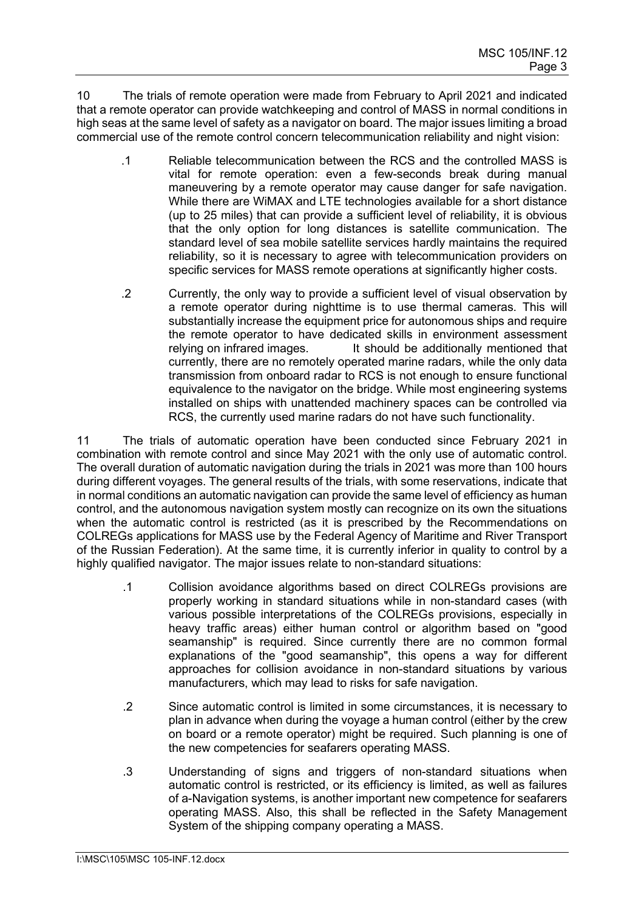10 The trials of remote operation were made from February to April 2021 and indicated that a remote operator can provide watchkeeping and control of MASS in normal conditions in high seas at the same level of safety as a navigator on board. The major issues limiting a broad commercial use of the remote control concern telecommunication reliability and night vision:

.1 Reliable telecommunication between the RCS and the controlled MASS is vital for remote operation: even a few-seconds break during manual maneuvering by a remote operator may cause danger for safe navigation. While there are WiMAX and LTE technologies available for a short distance (up to 25 miles) that can provide a sufficient level of reliability, it is obvious that the only option for long distances is satellite communication. The standard level of sea mobile satellite services hardly maintains the required reliability, so it is necessary to agree with telecommunication providers on specific services for MASS remote operations at significantly higher costs.

.2 Currently, the only way to provide a sufficient level of visual observation by a remote operator during nighttime is to use thermal cameras. This will substantially increase the equipment price for autonomous ships and require the remote operator to have dedicated skills in environment assessment relying on infrared images. It should be additionally mentioned that currently, there are no remotely operated marine radars, while the only data transmission from onboard radar to RCS is not enough to ensure functional equivalence to the navigator on the bridge. While most engineering systems installed on ships with unattended machinery spaces can be controlled via RCS, the currently used marine radars do not have such functionality.

11 The trials of automatic operation have been conducted since February 2021 in combination with remote control and since May 2021 with the only use of automatic control. The overall duration of automatic navigation during the trials in 2021 was more than 100 hours during different voyages. The general results of the trials, with some reservations, indicate that in normal conditions an automatic navigation can provide the same level of efficiency as human control, and the autonomous navigation system mostly can recognize on its own the situations when the automatic control is restricted (as it is prescribed by the Recommendations on COLREGs applications for MASS use by the Federal Agency of Maritime and River Transport of the Russian Federation). At the same time, it is currently inferior in quality to control by a highly qualified navigator. The major issues relate to non-standard situations:

.1 Collision avoidance algorithms based on direct COLREGs provisions are properly working in standard situations while in non-standard cases (with various possible interpretations of the COLREGs provisions, especially in heavy traffic areas) either human control or algorithm based on "good seamanship" is required. Since currently there are no common formal explanations of the "good seamanship", this opens a way for different approaches for collision avoidance in non-standard situations by various manufacturers, which may lead to risks for safe navigation.

.2 Since automatic control is limited in some circumstances, it is necessary to plan in advance when during the voyage a human control (either by the crew on board or a remote operator) might be required. Such planning is one of the new competencies for seafarers operating MASS.

.3 Understanding of signs and triggers of non-standard situations when automatic control is restricted, or its efficiency is limited, as well as failures of a-Navigation systems, is another important new competence for seafarers operating MASS. Also, this shall be reflected in the Safety Management System of the shipping company operating a MASS.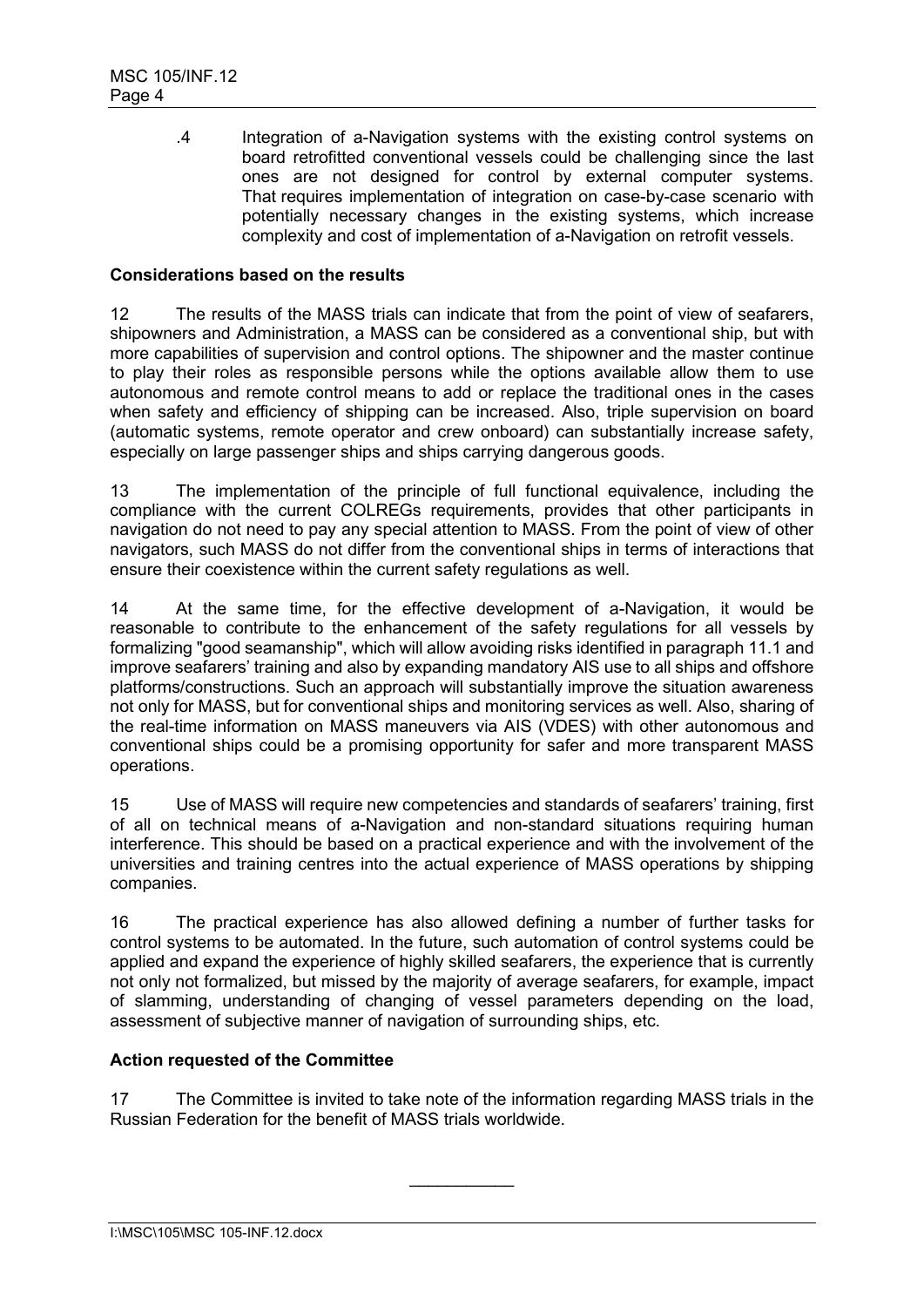.4 Integration of a-Navigation systems with the existing control systems on board retrofitted conventional vessels could be challenging since the last ones are not designed for control by external computer systems. That requires implementation of integration on case-by-case scenario with potentially necessary changes in the existing systems, which increase complexity and cost of implementation of a-Navigation on retrofit vessels.

### Considerations based on the results

12 The results of the MASS trials can indicate that from the point of view of seafarers, shipowners and Administration, a MASS can be considered as a conventional ship, but with more capabilities of supervision and control options. The shipowner and the master continue to play their roles as responsible persons while the options available allow them to use autonomous and remote control means to add or replace the traditional ones in the cases when safety and efficiency of shipping can be increased. Also, triple supervision on board (automatic systems, remote operator and crew onboard) can substantially increase safety, especially on large passenger ships and ships carrying dangerous goods.

13 The implementation of the principle of full functional equivalence, including the compliance with the current COLREGs requirements, provides that other participants in navigation do not need to pay any special attention to MASS. From the point of view of other navigators, such MASS do not differ from the conventional ships in terms of interactions that ensure their coexistence within the current safety regulations as well.

14 At the same time, for the effective development of a-Navigation, it would be reasonable to contribute to the enhancement of the safety regulations for all vessels by formalizing "good seamanship", which will allow avoiding risks identified in paragraph 11.1 and improve seafarers' training and also by expanding mandatory AIS use to all ships and offshore platforms/constructions. Such an approach will substantially improve the situation awareness not only for MASS, but for conventional ships and monitoring services as well. Also, sharing of the real-time information on MASS maneuvers via AIS (VDES) with other autonomous and conventional ships could be a promising opportunity for safer and more transparent MASS operations.

15 Use of MASS will require new competencies and standards of seafarers' training, first of all on technical means of a-Navigation and non-standard situations requiring human interference. This should be based on a practical experience and with the involvement of the universities and training centres into the actual experience of MASS operations by shipping companies.

16 The practical experience has also allowed defining a number of further tasks for control systems to be automated. In the future, such automation of control systems could be applied and expand the experience of highly skilled seafarers, the experience that is currently not only not formalized, but missed by the majority of average seafarers, for example, impact of slamming, understanding of changing of vessel parameters depending on the load, assessment of subjective manner of navigation of surrounding ships, etc.

### Action requested of the Committee

17 The Committee is invited to take note of the information regarding MASS trials in the Russian Federation for the benefit of MASS trials worldwide.

\_\_\_\_\_\_\_\_\_\_\_